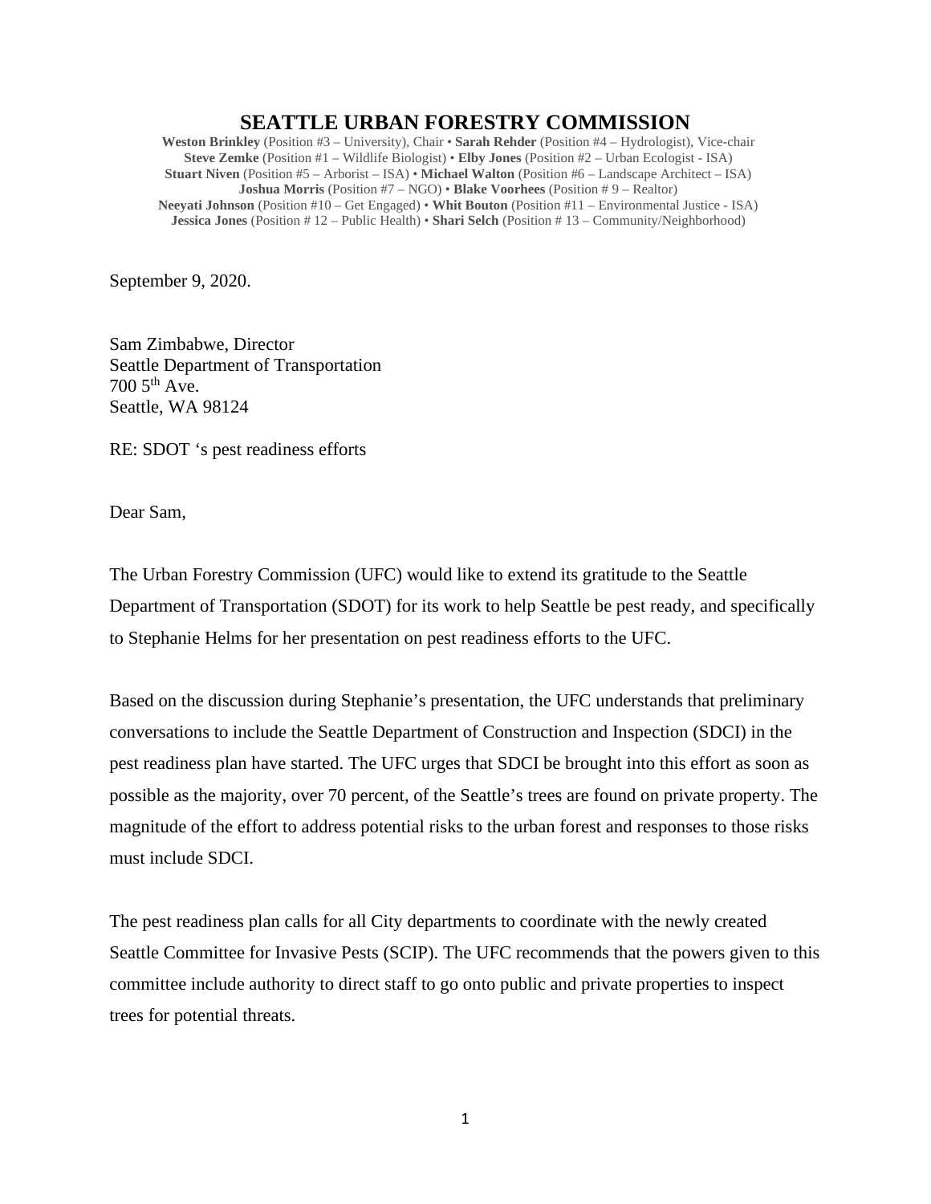# SEATTLE URBAN FORESTRY COMMISSION

**Weston Brinkley** (Position #3 – University), Chair • **Sarah Rehder** (Position #4 – Hydrologist), Vice-chair
**Steve Zemke** (Position #1 – Wildlife Biologist) • **Elby Jones** (Position #2 – Urban Ecologist - ISA)
**Stuart Niven** (Position #5 – Arborist – ISA) • **Michael Walton** (Position #6 – Landscape Architect – ISA)
**Joshua Morris** (Position #7 – NGO) • **Blake Voorhees** (Position # 9 – Realtor)
**Neeyati Johnson** (Position #10 – Get Engaged) • **Whit Bouton** (Position #11 – Environmental Justice - ISA)
**Jessica Jones** (Position # 12 – Public Health) • **Shari Selch** (Position # 13 – Community/Neighborhood)

September 9, 2020.

Sam Zimbabwe, Director
Seattle Department of Transportation
700 5th Ave.
Seattle, WA 98124

RE: SDOT 's pest readiness efforts

Dear Sam,

The Urban Forestry Commission (UFC) would like to extend its gratitude to the Seattle Department of Transportation (SDOT) for its work to help Seattle be pest ready, and specifically to Stephanie Helms for her presentation on pest readiness efforts to the UFC.

Based on the discussion during Stephanie's presentation, the UFC understands that preliminary conversations to include the Seattle Department of Construction and Inspection (SDCI) in the pest readiness plan have started. The UFC urges that SDCI be brought into this effort as soon as possible as the majority, over 70 percent, of the Seattle's trees are found on private property. The magnitude of the effort to address potential risks to the urban forest and responses to those risks must include SDCI.

The pest readiness plan calls for all City departments to coordinate with the newly created Seattle Committee for Invasive Pests (SCIP). The UFC recommends that the powers given to this committee include authority to direct staff to go onto public and private properties to inspect trees for potential threats.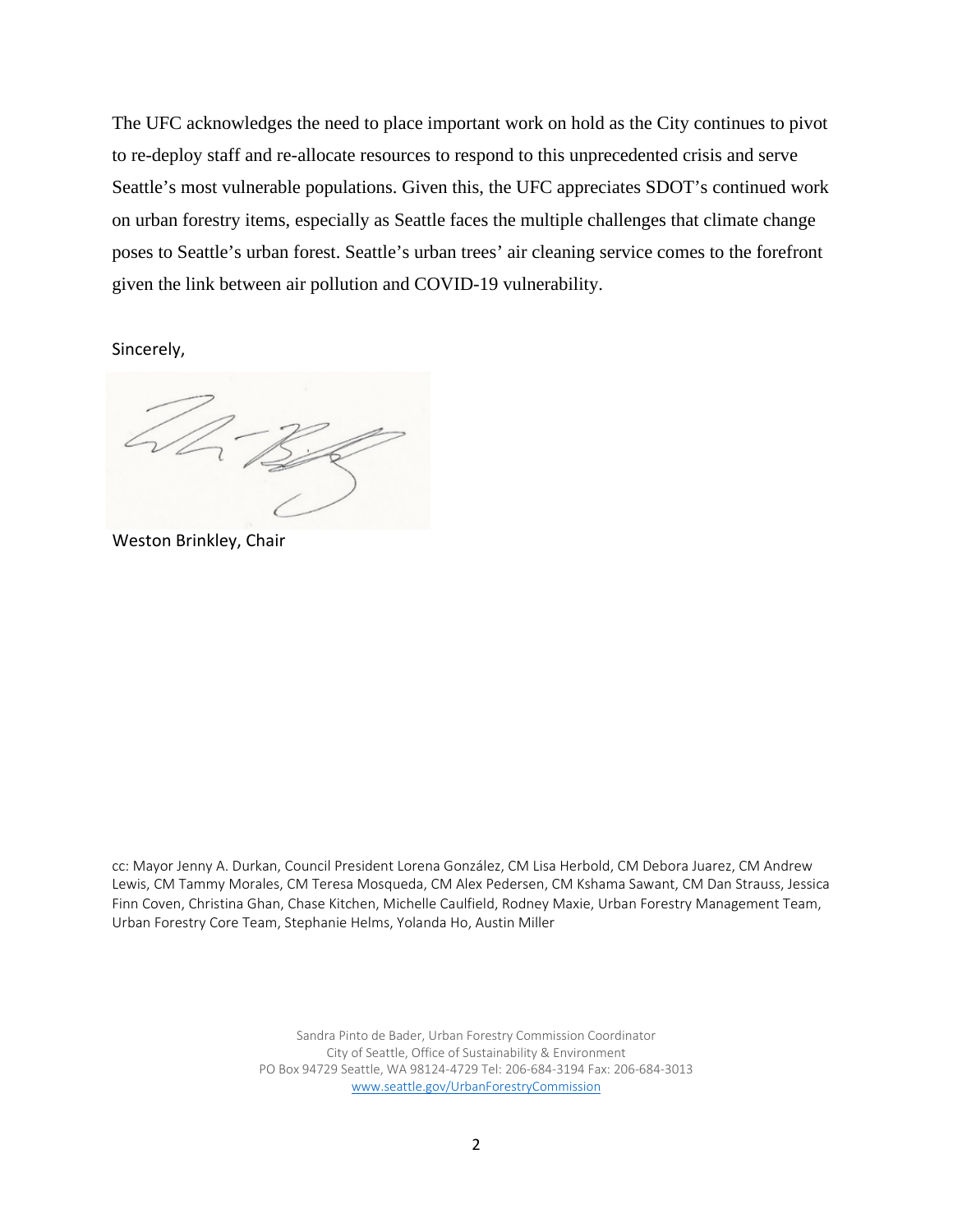The UFC acknowledges the need to place important work on hold as the City continues to pivot to re-deploy staff and re-allocate resources to respond to this unprecedented crisis and serve Seattle's most vulnerable populations. Given this, the UFC appreciates SDOT's continued work on urban forestry items, especially as Seattle faces the multiple challenges that climate change poses to Seattle's urban forest. Seattle's urban trees' air cleaning service comes to the forefront given the link between air pollution and COVID-19 vulnerability.

Sincerely,

Weston Brinkley, Chair

cc: Mayor Jenny A. Durkan, Council President Lorena González, CM Lisa Herbold, CM Debora Juarez, CM Andrew Lewis, CM Tammy Morales, CM Teresa Mosqueda, CM Alex Pedersen, CM Kshama Sawant, CM Dan Strauss, Jessica Finn Coven, Christina Ghan, Chase Kitchen, Michelle Caulfield, Rodney Maxie, Urban Forestry Management Team, Urban Forestry Core Team, Stephanie Helms, Yolanda Ho, Austin Miller

Sandra Pinto de Bader, Urban Forestry Commission Coordinator
City of Seattle, Office of Sustainability & Environment
PO Box 94729 Seattle, WA 98124-4729 Tel: 206-684-3194 Fax: 206-684-3013
www.seattle.gov/UrbanForestryCommission